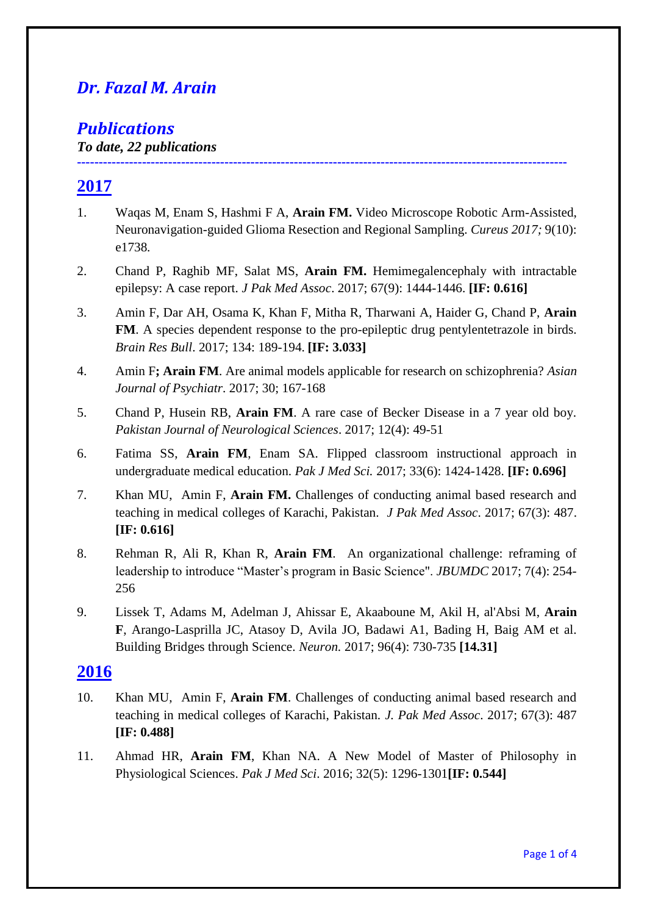# *Dr. Fazal M. Arain*

## *Publications*

***To date, 22 publications***

---

## 2017

1. Waqas M, Enam S, Hashmi F A, **Arain FM.** Video Microscope Robotic Arm-Assisted, Neuronavigation-guided Glioma Resection and Regional Sampling. *Cureus 2017;* 9(10): e1738.

2. Chand P, Raghib MF, Salat MS, **Arain FM.** Hemimegalencephaly with intractable epilepsy: A case report. *J Pak Med Assoc*. 2017; 67(9): 1444-1446. **[IF: 0.616]**

3. Amin F, Dar AH, Osama K, Khan F, Mitha R, Tharwani A, Haider G, Chand P, **Arain FM**. A species dependent response to the pro-epileptic drug pentylentetrazole in birds. *Brain Res Bull*. 2017; 134: 189-194. **[IF: 3.033]**

4. Amin F**; Arain FM**. Are animal models applicable for research on schizophrenia? *Asian Journal of Psychiatr*. 2017; 30; 167-168

5. Chand P, Husein RB, **Arain FM**. A rare case of Becker Disease in a 7 year old boy. *Pakistan Journal of Neurological Sciences*. 2017; 12(4): 49-51

6. Fatima SS, **Arain FM**, Enam SA. Flipped classroom instructional approach in undergraduate medical education. *Pak J Med Sci.* 2017; 33(6): 1424-1428. **[IF: 0.696]**

7. Khan MU, Amin F, **Arain FM.** Challenges of conducting animal based research and teaching in medical colleges of Karachi, Pakistan. *J Pak Med Assoc*. 2017; 67(3): 487. **[IF: 0.616]**

8. Rehman R, Ali R, Khan R, **Arain FM**. An organizational challenge: reframing of leadership to introduce "Master's program in Basic Science". *JBUMDC* 2017; 7(4): 254-256

9. Lissek T, Adams M, Adelman J, Ahissar E, Akaaboune M, Akil H, al'Absi M, **Arain F**, Arango-Lasprilla JC, Atasoy D, Avila JO, Badawi A1, Bading H, Baig AM et al. Building Bridges through Science. *Neuron.* 2017; 96(4): 730-735 **[14.31]**

## 2016

10. Khan MU, Amin F, **Arain FM**. Challenges of conducting animal based research and teaching in medical colleges of Karachi, Pakistan. *J. Pak Med Assoc*. 2017; 67(3): 487 **[IF: 0.488]**

11. Ahmad HR, **Arain FM**, Khan NA. A New Model of Master of Philosophy in Physiological Sciences. *Pak J Med Sci*. 2016; 32(5): 1296-1301**[IF: 0.544]**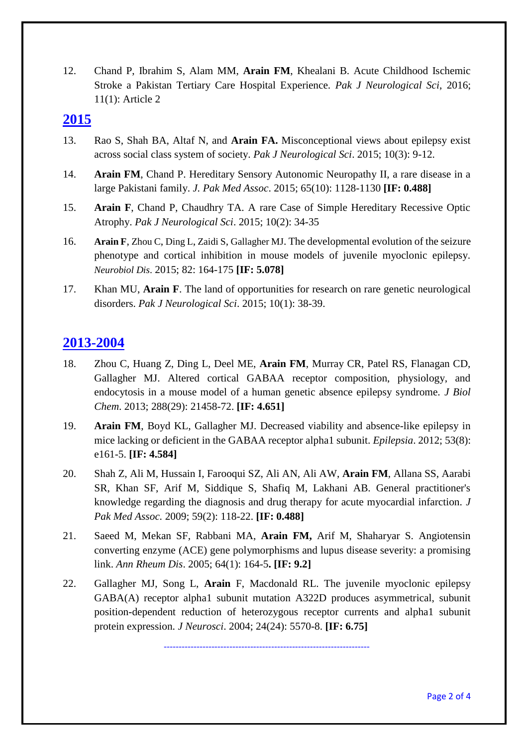12. Chand P, Ibrahim S, Alam MM, **Arain FM**, Khealani B. Acute Childhood Ischemic Stroke a Pakistan Tertiary Care Hospital Experience. *Pak J Neurological Sci*, 2016; 11(1): Article 2

## 2015

13. Rao S, Shah BA, Altaf N, and **Arain FA.** Misconceptional views about epilepsy exist across social class system of society. *Pak J Neurological Sci*. 2015; 10(3): 9-12.
14. **Arain FM**, Chand P. Hereditary Sensory Autonomic Neuropathy II, a rare disease in a large Pakistani family. *J. Pak Med Assoc*. 2015; 65(10): 1128-1130 **[IF: 0.488]**
15. **Arain F**, Chand P, Chaudhry TA. A rare Case of Simple Hereditary Recessive Optic Atrophy. *Pak J Neurological Sci*. 2015; 10(2): 34-35
16. **Arain F**, Zhou C, Ding L, Zaidi S, Gallagher MJ. The developmental evolution of the seizure phenotype and cortical inhibition in mouse models of juvenile myoclonic epilepsy. *Neurobiol Dis*. 2015; 82: 164-175 **[IF: 5.078]**
17. Khan MU, **Arain F**. The land of opportunities for research on rare genetic neurological disorders. *Pak J Neurological Sci*. 2015; 10(1): 38-39.

## 2013-2004

18. Zhou C, Huang Z, Ding L, Deel ME, **Arain FM**, Murray CR, Patel RS, Flanagan CD, Gallagher MJ. Altered cortical GABAA receptor composition, physiology, and endocytosis in a mouse model of a human genetic absence epilepsy syndrome. *J Biol Chem*. 2013; 288(29): 21458-72. **[IF: 4.651]**
19. **Arain FM**, Boyd KL, Gallagher MJ. Decreased viability and absence-like epilepsy in mice lacking or deficient in the GABAA receptor alpha1 subunit. *Epilepsia*. 2012; 53(8): e161-5. **[IF: 4.584]**
20. Shah Z, Ali M, Hussain I, Farooqui SZ, Ali AN, Ali AW, **Arain FM**, Allana SS, Aarabi SR, Khan SF, Arif M, Siddique S, Shafiq M, Lakhani AB. General practitioner's knowledge regarding the diagnosis and drug therapy for acute myocardial infarction. *J Pak Med Assoc.* 2009; 59(2): 118-22. **[IF: 0.488]**
21. Saeed M, Mekan SF, Rabbani MA, **Arain FM,** Arif M, Shaharyar S. Angiotensin converting enzyme (ACE) gene polymorphisms and lupus disease severity: a promising link. *Ann Rheum Dis*. 2005; 64(1): 164-5**. [IF: 9.2]**
22. Gallagher MJ, Song L, **Arain** F, Macdonald RL. The juvenile myoclonic epilepsy GABA(A) receptor alpha1 subunit mutation A322D produces asymmetrical, subunit position-dependent reduction of heterozygous receptor currents and alpha1 subunit protein expression. *J Neurosci*. 2004; 24(24): 5570-8. **[IF: 6.75]**

---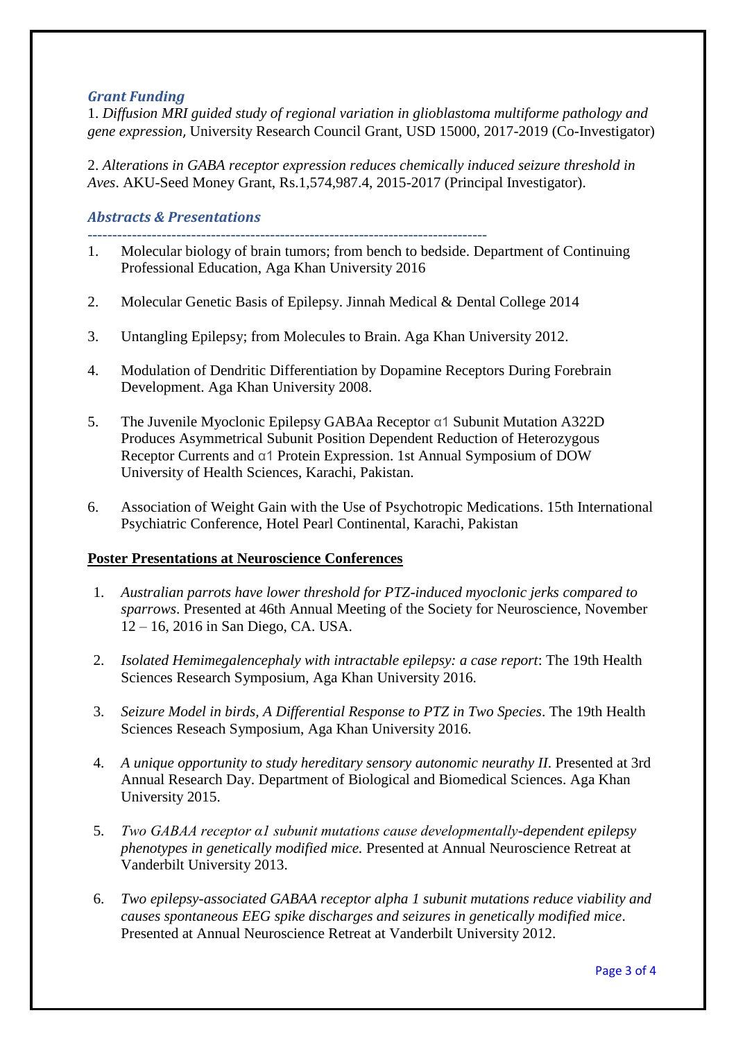### *Grant Funding*

1. *Diffusion MRI guided study of regional variation in glioblastoma multiforme pathology and gene expression,* University Research Council Grant, USD 15000, 2017-2019 (Co-Investigator)

2. *Alterations in GABA receptor expression reduces chemically induced seizure threshold in Aves*. AKU-Seed Money Grant, Rs.1,574,987.4, 2015-2017 (Principal Investigator).

### *Abstracts & Presentations*

--------------------------------------------------------------------------------

1. Molecular biology of brain tumors; from bench to bedside. Department of Continuing Professional Education, Aga Khan University 2016

2. Molecular Genetic Basis of Epilepsy. Jinnah Medical & Dental College 2014

3. Untangling Epilepsy; from Molecules to Brain. Aga Khan University 2012.

4. Modulation of Dendritic Differentiation by Dopamine Receptors During Forebrain Development. Aga Khan University 2008.

5. The Juvenile Myoclonic Epilepsy GABAa Receptor α1 Subunit Mutation A322D Produces Asymmetrical Subunit Position Dependent Reduction of Heterozygous Receptor Currents and α1 Protein Expression. 1st Annual Symposium of DOW University of Health Sciences, Karachi, Pakistan.

6. Association of Weight Gain with the Use of Psychotropic Medications. 15th International Psychiatric Conference, Hotel Pearl Continental, Karachi, Pakistan

**Poster Presentations at Neuroscience Conferences**

1. *Australian parrots have lower threshold for PTZ-induced myoclonic jerks compared to sparrows*. Presented at 46th Annual Meeting of the Society for Neuroscience, November 12 – 16, 2016 in San Diego, CA. USA.

2. *Isolated Hemimegalencephaly with intractable epilepsy: a case report*: The 19th Health Sciences Research Symposium, Aga Khan University 2016.

3. *Seizure Model in birds, A Differential Response to PTZ in Two Species*. The 19th Health Sciences Reseach Symposium, Aga Khan University 2016.

4. *A unique opportunity to study hereditary sensory autonomic neurathy II*. Presented at 3rd Annual Research Day. Department of Biological and Biomedical Sciences. Aga Khan University 2015.

5. *Two GABAA receptor α1 subunit mutations cause developmentally-dependent epilepsy phenotypes in genetically modified mice.* Presented at Annual Neuroscience Retreat at Vanderbilt University 2013.

6. *Two epilepsy-associated GABAA receptor alpha 1 subunit mutations reduce viability and causes spontaneous EEG spike discharges and seizures in genetically modified mice*. Presented at Annual Neuroscience Retreat at Vanderbilt University 2012.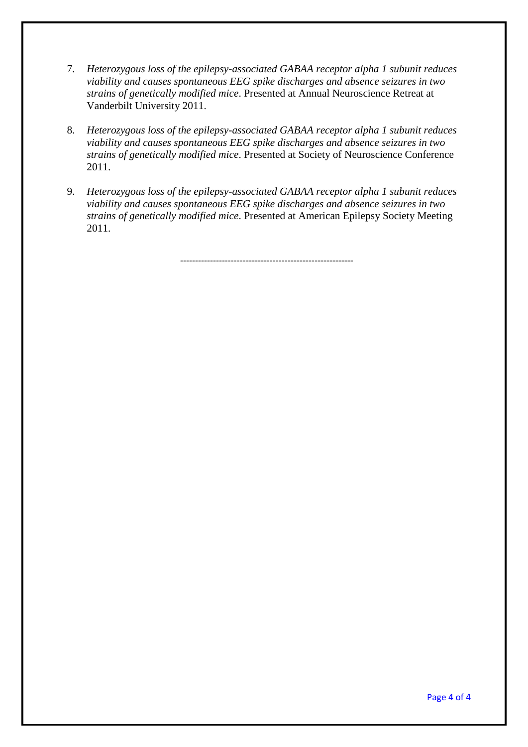7. *Heterozygous loss of the epilepsy-associated GABAA receptor alpha 1 subunit reduces viability and causes spontaneous EEG spike discharges and absence seizures in two strains of genetically modified mice*. Presented at Annual Neuroscience Retreat at Vanderbilt University 2011.

8. *Heterozygous loss of the epilepsy-associated GABAA receptor alpha 1 subunit reduces viability and causes spontaneous EEG spike discharges and absence seizures in two strains of genetically modified mice*. Presented at Society of Neuroscience Conference 2011.

9. *Heterozygous loss of the epilepsy-associated GABAA receptor alpha 1 subunit reduces viability and causes spontaneous EEG spike discharges and absence seizures in two strains of genetically modified mice*. Presented at American Epilepsy Society Meeting 2011.

----------------------------------------------------------